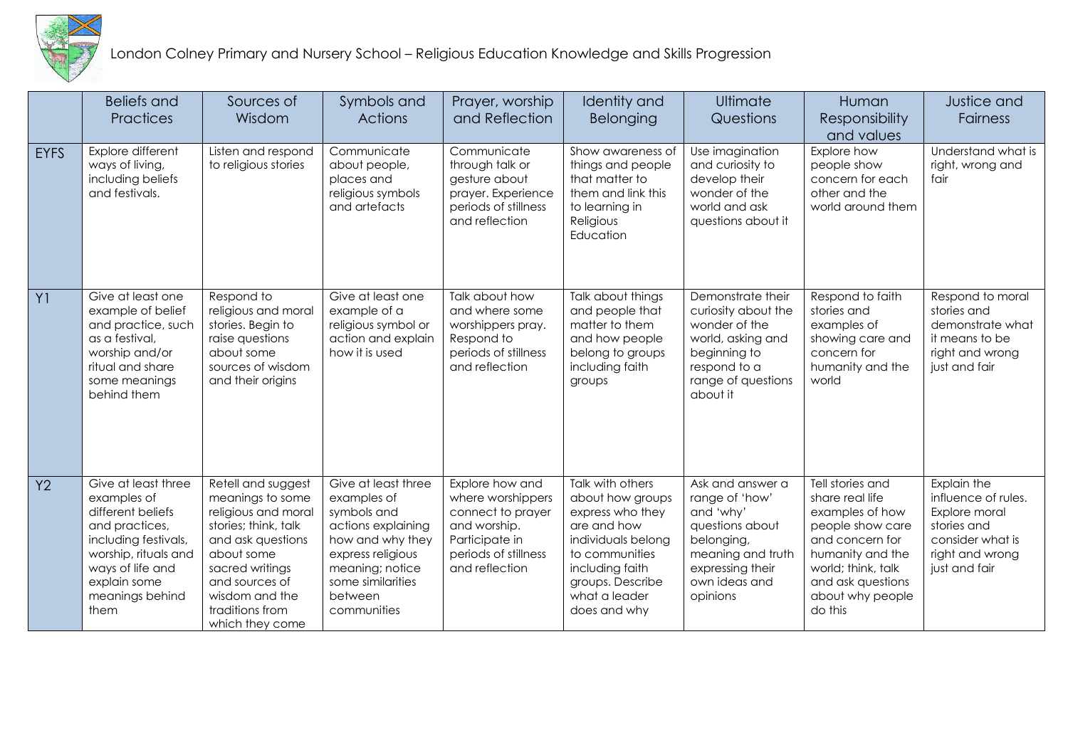# London Colney Primary and Nursery School – Religious Education Knowledge and Skills Progression

| | Beliefs and Practices | Sources of Wisdom | Symbols and Actions | Prayer, worship and Reflection | Identity and Belonging | Ultimate Questions | Human Responsibility and values | Justice and Fairness |
|---|---|---|---|---|---|---|---|---|
| EYFS | Explore different ways of living, including beliefs and festivals. | Listen and respond to religious stories | Communicate about people, places and religious symbols and artefacts | Communicate through talk or gesture about prayer. Experience periods of stillness and reflection | Show awareness of things and people that matter to them and link this to learning in Religious Education | Use imagination and curiosity to develop their wonder of the world and ask questions about it | Explore how people show concern for each other and the world around them | Understand what is right, wrong and fair |
| Y1 | Give at least one example of belief and practice, such as a festival, worship and/or ritual and share some meanings behind them | Respond to religious and moral stories. Begin to raise questions about some sources of wisdom and their origins | Give at least one example of a religious symbol or action and explain how it is used | Talk about how and where some worshippers pray. Respond to periods of stillness and reflection | Talk about things and people that matter to them and how people belong to groups including faith groups | Demonstrate their curiosity about the wonder of the world, asking and beginning to respond to a range of questions about it | Respond to faith stories and examples of showing care and concern for humanity and the world | Respond to moral stories and demonstrate what it means to be right and wrong just and fair |
| Y2 | Give at least three examples of different beliefs and practices, including festivals, worship, rituals and ways of life and explain some meanings behind them | Retell and suggest meanings to some religious and moral stories; think, talk and ask questions about some sacred writings and sources of wisdom and the traditions from which they come | Give at least three examples of symbols and actions explaining how and why they express religious meaning; notice some similarities between communities | Explore how and where worshippers connect to prayer and worship. Participate in periods of stillness and reflection | Talk with others about how groups express who they are and how individuals belong to communities including faith groups. Describe what a leader does and why | Ask and answer a range of 'how' and 'why' questions about belonging, meaning and truth expressing their own ideas and opinions | Tell stories and share real life examples of how people show care and concern for humanity and the world; think, talk and ask questions about why people do this | Explain the influence of rules. Explore moral stories and consider what is right and wrong just and fair |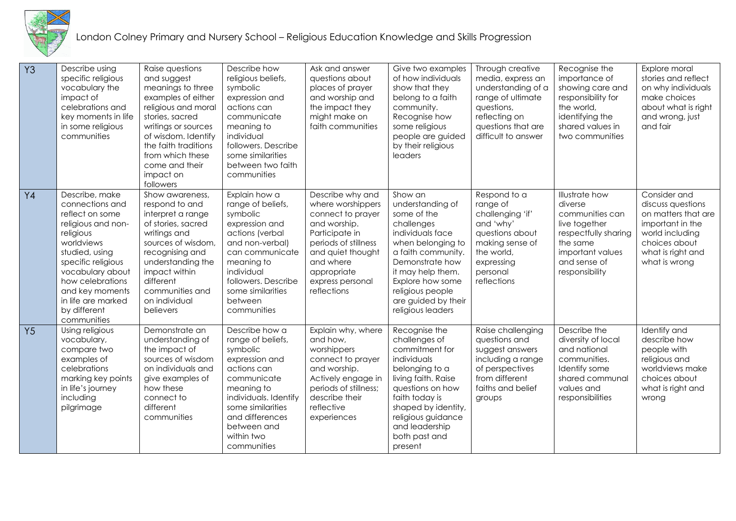London Colney Primary and Nursery School – Religious Education Knowledge and Skills Progression

| | | | | | | | | |
|---|---|---|---|---|---|---|---|---|
| Y3 | Describe using specific religious vocabulary the impact of celebrations and key moments in life in some religious communities | Raise questions and suggest meanings to three examples of either religious and moral stories, sacred writings or sources of wisdom. Identify the faith traditions from which these come and their impact on followers | Describe how religious beliefs, symbolic expression and actions can communicate meaning to individual followers. Describe some similarities between two faith communities | Ask and answer questions about places of prayer and worship and the impact they might make on faith communities | Give two examples of how individuals show that they belong to a faith community. Recognise how some religious people are guided by their religious leaders | Through creative media, express an understanding of a range of ultimate questions, reflecting on questions that are difficult to answer | Recognise the importance of showing care and responsibility for the world, identifying the shared values in two communities | Explore moral stories and reflect on why individuals make choices about what is right and wrong, just and fair |
| Y4 | Describe, make connections and reflect on some religious and non-religious worldviews studied, using specific religious vocabulary about how celebrations and key moments in life are marked by different communities | Show awareness, respond to and interpret a range of stories, sacred writings and sources of wisdom, recognising and understanding the impact within different communities and on individual believers | Explain how a range of beliefs, symbolic expression and actions (verbal and non-verbal) can communicate meaning to individual followers. Describe some similarities between communities | Describe why and where worshippers connect to prayer and worship. Participate in periods of stillness and quiet thought and where appropriate express personal reflections | Show an understanding of some of the challenges individuals face when belonging to a faith community. Demonstrate how it may help them. Explore how some religious people are guided by their religious leaders | Respond to a range of challenging 'if' and 'why' questions about making sense of the world, expressing personal reflections | Illustrate how diverse communities can live together respectfully sharing the same important values and sense of responsibility | Consider and discuss questions on matters that are important in the world including choices about what is right and what is wrong |
| Y5 | Using religious vocabulary, compare two examples of celebrations marking key points in life's journey including pilgrimage | Demonstrate an understanding of the impact of sources of wisdom on individuals and give examples of how these connect to different communities | Describe how a range of beliefs, symbolic expression and actions can communicate meaning to individuals. Identify some similarities and differences between and within two communities | Explain why, where and how, worshippers connect to prayer and worship. Actively engage in periods of stillness; describe their reflective experiences | Recognise the challenges of commitment for individuals belonging to a living faith. Raise questions on how faith today is shaped by identity, religious guidance and leadership both past and present | Raise challenging questions and suggest answers including a range of perspectives from different faiths and belief groups | Describe the diversity of local and national communities. Identify some shared communal values and responsibilities | Identify and describe how people with religious and worldviews make choices about what is right and wrong |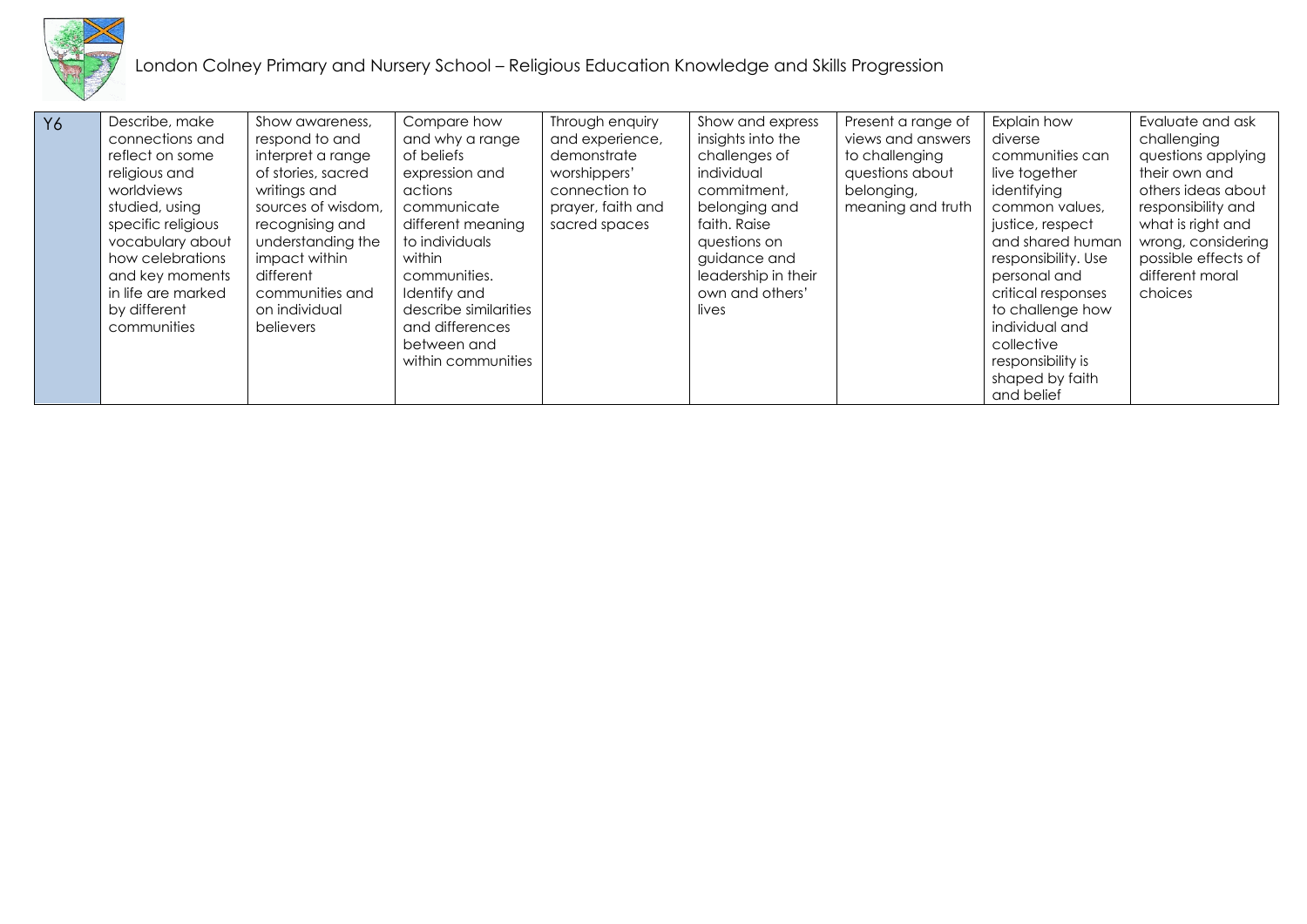London Colney Primary and Nursery School – Religious Education Knowledge and Skills Progression

| | | | | | | | | |
|---|---|---|---|---|---|---|---|---|
| Y6 | Describe, make connections and reflect on some religious and worldviews studied, using specific religious vocabulary about how celebrations and key moments in life are marked by different communities | Show awareness, respond to and interpret a range of stories, sacred writings and sources of wisdom, recognising and understanding the impact within different communities and on individual believers | Compare how and why a range of beliefs expression and actions communicate different meaning to individuals within communities. Identify and describe similarities and differences between and within communities | Through enquiry and experience, demonstrate worshippers' connection to prayer, faith and sacred spaces | Show and express insights into the challenges of individual commitment, belonging and faith. Raise questions on guidance and leadership in their own and others' lives | Present a range of views and answers to challenging questions about belonging, meaning and truth | Explain how diverse communities can live together identifying common values, justice, respect and shared human responsibility. Use personal and critical responses to challenge how individual and collective responsibility is shaped by faith and belief | Evaluate and ask challenging questions applying their own and others ideas about responsibility and what is right and wrong, considering possible effects of different moral choices |